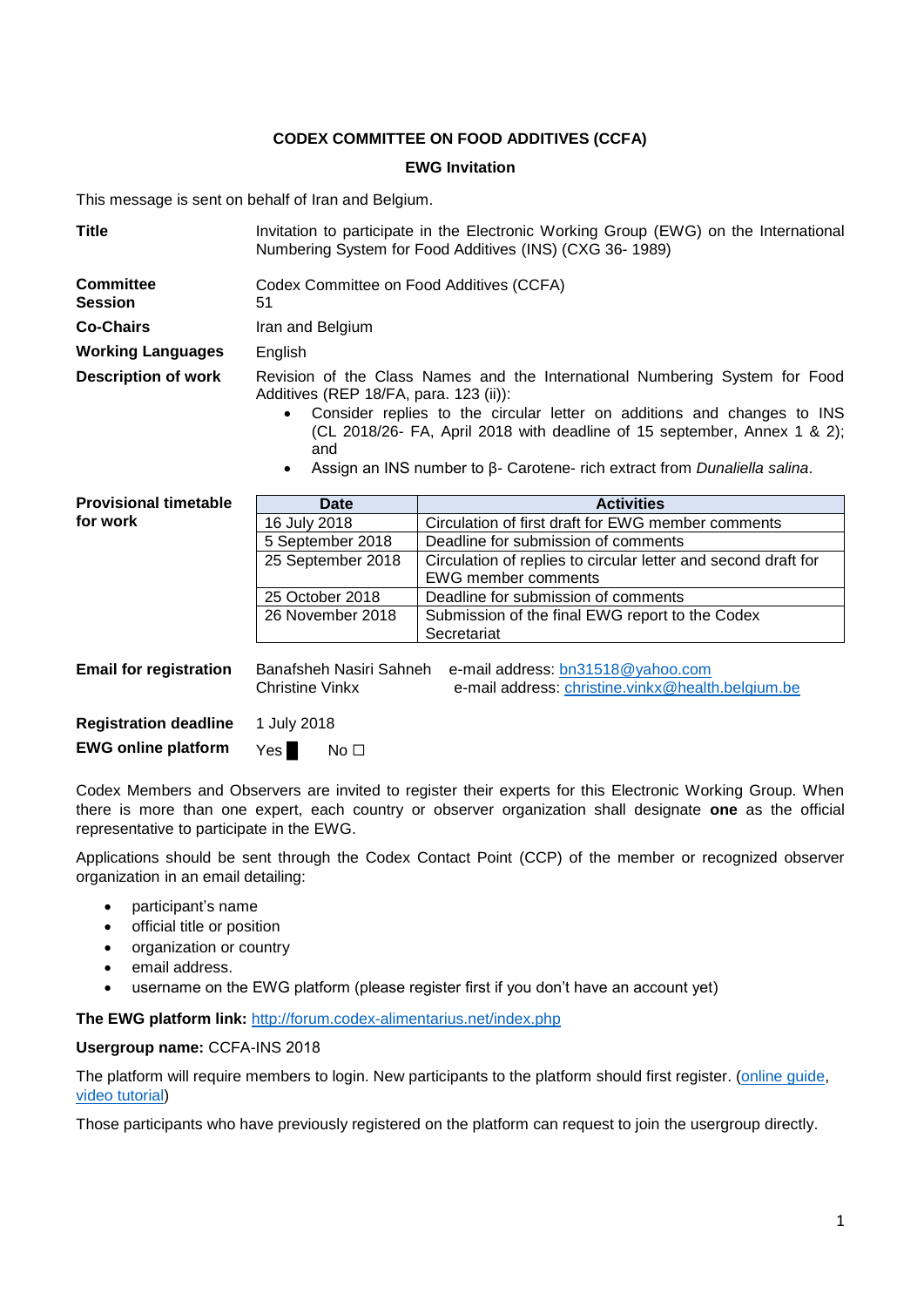**CODEX COMMITTEE ON FOOD ADDITIVES (CCFA)**

**EWG Invitation**

This message is sent on behalf of Iran and Belgium.

| | |
|---|---|
| **Title** | Invitation to participate in the Electronic Working Group (EWG) on the International Numbering System for Food Additives (INS) (CXG 36- 1989) |
| **Committee Session** | Codex Committee on Food Additives (CCFA) 51 |
| **Co-Chairs** | Iran and Belgium |
| **Working Languages** | English |
| **Description of work** | Revision of the Class Names and the International Numbering System for Food Additives (REP 18/FA, para. 123 (ii)): • Consider replies to the circular letter on additions and changes to INS (CL 2018/26- FA, April 2018 with deadline of 15 september, Annex 1 & 2); and • Assign an INS number to β- Carotene- rich extract from *Dunaliella salina*. |

**Provisional timetable for work**

| Date | Activities |
|---|---|
| 16 July 2018 | Circulation of first draft for EWG member comments |
| 5 September 2018 | Deadline for submission of comments |
| 25 September 2018 | Circulation of replies to circular letter and second draft for EWG member comments |
| 25 October 2018 | Deadline for submission of comments |
| 26 November 2018 | Submission of the final EWG report to the Codex Secretariat |

**Email for registration**
Banafsheh Nasiri Sahneh e-mail address: bn31518@yahoo.com
Christine Vinkx e-mail address: christine.vinkx@health.belgium.be

**Registration deadline** 1 July 2018

**EWG online platform** Yes ■ No ☐

Codex Members and Observers are invited to register their experts for this Electronic Working Group. When there is more than one expert, each country or observer organization shall designate **one** as the official representative to participate in the EWG.

Applications should be sent through the Codex Contact Point (CCP) of the member or recognized observer organization in an email detailing:

- participant's name
- official title or position
- organization or country
- email address.
- username on the EWG platform (please register first if you don't have an account yet)

**The EWG platform link:** http://forum.codex-alimentarius.net/index.php

**Usergroup name:** CCFA-INS 2018

The platform will require members to login. New participants to the platform should first register. (online guide, video tutorial)

Those participants who have previously registered on the platform can request to join the usergroup directly.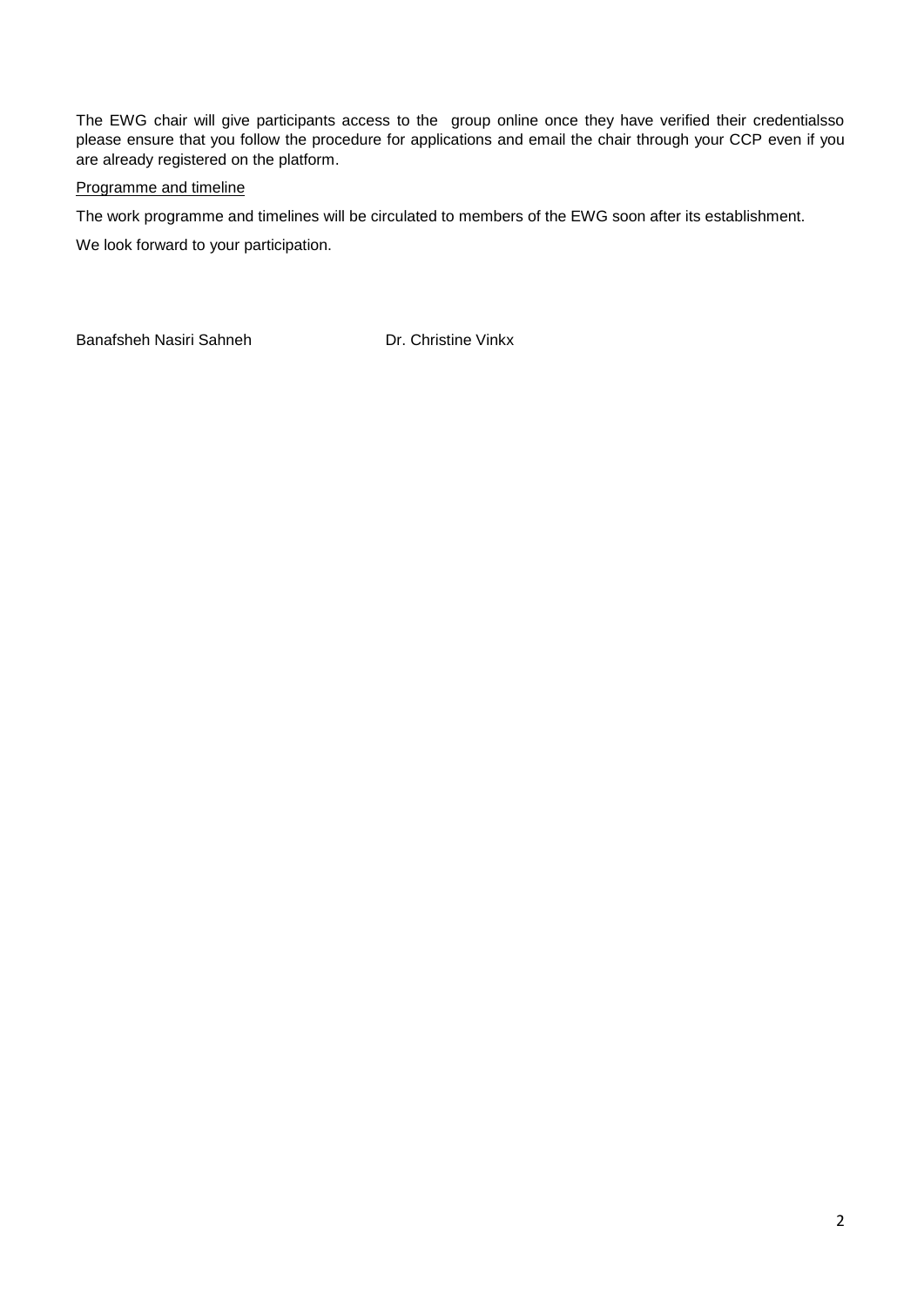The EWG chair will give participants access to the  group online once they have verified their credentialsso please ensure that you follow the procedure for applications and email the chair through your CCP even if you are already registered on the platform.

<u>Programme and timeline</u>

The work programme and timelines will be circulated to members of the EWG soon after its establishment.

We look forward to your participation.

Banafsheh Nasiri Sahneh    Dr. Christine Vinkx